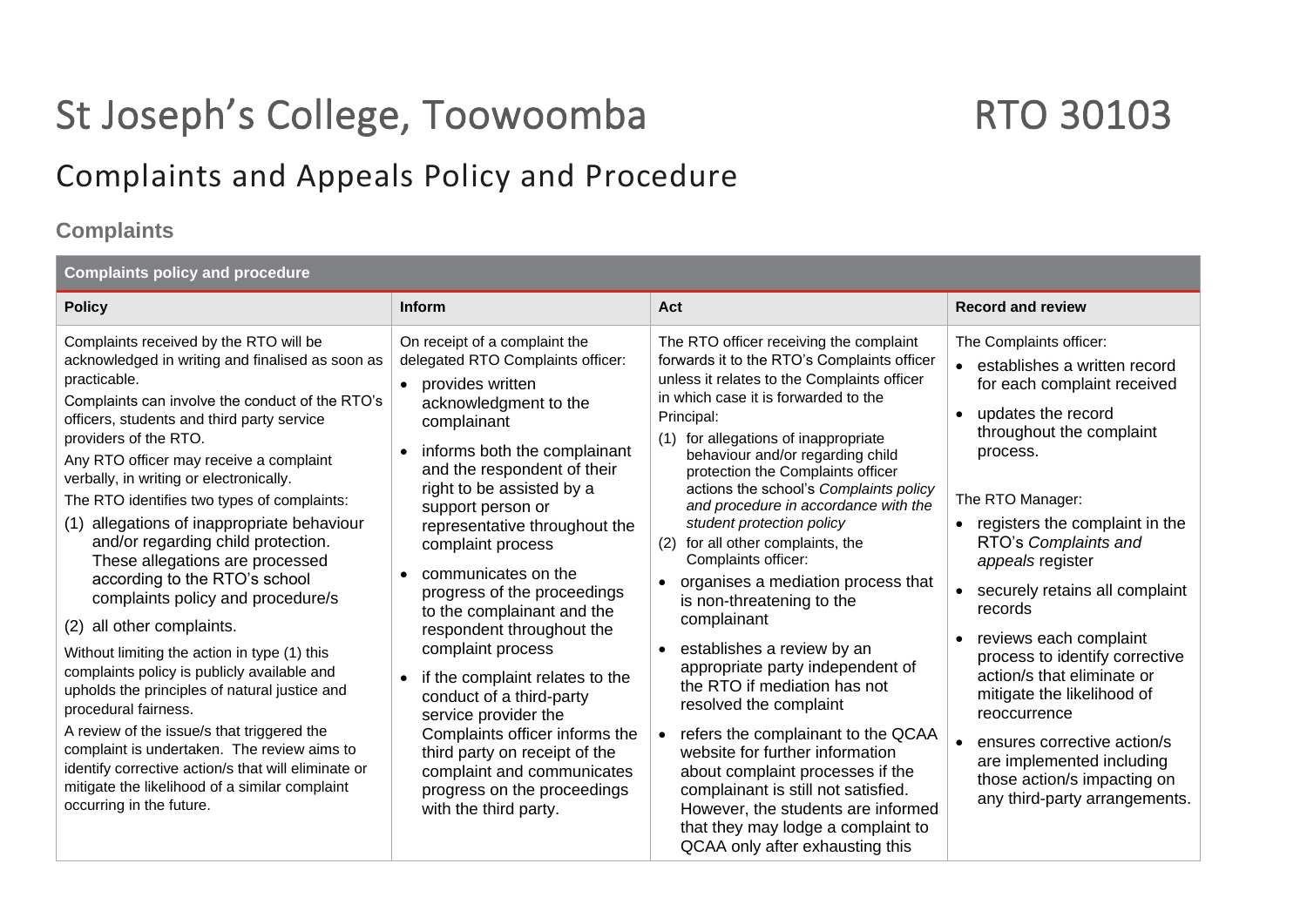# St Joseph's College, Toowoomba RTO 30103

## Complaints and Appeals Policy and Procedure

### Complaints

| Complaints policy and procedure | | | |
|---|---|---|---|
| **Policy** | **Inform** | **Act** | **Record and review** |
| Complaints received by the RTO will be acknowledged in writing and finalised as soon as practicable.<br>Complaints can involve the conduct of the RTO's officers, students and third party service providers of the RTO.<br>Any RTO officer may receive a complaint verbally, in writing or electronically.<br>The RTO identifies two types of complaints:<br>(1) allegations of inappropriate behaviour and/or regarding child protection. These allegations are processed according to the RTO's school complaints policy and procedure/s<br>(2) all other complaints.<br>Without limiting the action in type (1) this complaints policy is publicly available and upholds the principles of natural justice and procedural fairness.<br>A review of the issue/s that triggered the complaint is undertaken. The review aims to identify corrective action/s that will eliminate or mitigate the likelihood of a similar complaint occurring in the future. | On receipt of a complaint the delegated RTO Complaints officer:<br>• provides written acknowledgment to the complainant<br>• informs both the complainant and the respondent of their right to be assisted by a support person or representative throughout the complaint process<br>• communicates on the progress of the proceedings to the complainant and the respondent throughout the complaint process<br>• if the complaint relates to the conduct of a third-party service provider the Complaints officer informs the third party on receipt of the complaint and communicates progress on the proceedings with the third party. | The RTO officer receiving the complaint forwards it to the RTO's Complaints officer unless it relates to the Complaints officer in which case it is forwarded to the Principal:<br>(1) for allegations of inappropriate behaviour and/or regarding child protection the Complaints officer actions the school's *Complaints policy and procedure in accordance with the student protection policy*<br>(2) for all other complaints, the Complaints officer:<br>• organises a mediation process that is non-threatening to the complainant<br>• establishes a review by an appropriate party independent of the RTO if mediation has not resolved the complaint<br>• refers the complainant to the QCAA website for further information about complaint processes if the complainant is still not satisfied. However, the students are informed that they may lodge a complaint to QCAA only after exhausting this | The Complaints officer:<br>• establishes a written record for each complaint received<br>• updates the record throughout the complaint process.<br><br>The RTO Manager:<br>• registers the complaint in the RTO's *Complaints and appeals* register<br>• securely retains all complaint records<br>• reviews each complaint process to identify corrective action/s that eliminate or mitigate the likelihood of reoccurrence<br>• ensures corrective action/s are implemented including those action/s impacting on any third-party arrangements. |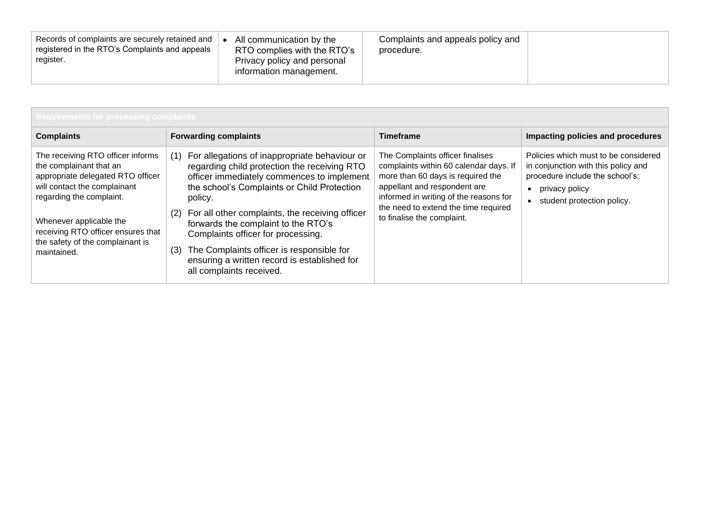| Records of complaints are securely retained and registered in the RTO's Complaints and appeals register. | • All communication by the RTO complies with the RTO's Privacy policy and personal information management. | Complaints and appeals policy and procedure. | |
|---|---|---|---|

| Requirements for processing complaints | | | |
|---|---|---|---|
| **Complaints** | **Forwarding complaints** | **Timeframe** | **Impacting policies and procedures** |
| The receiving RTO officer informs the complainant that an appropriate delegated RTO officer will contact the complainant regarding the complaint.<br><br>Whenever applicable the receiving RTO officer ensures that the safety of the complainant is maintained. | (1) For allegations of inappropriate behaviour or regarding child protection the receiving RTO officer immediately commences to implement the school's Complaints or Child Protection policy.<br>(2) For all other complaints, the receiving officer forwards the complaint to the RTO's Complaints officer for processing.<br>(3) The Complaints officer is responsible for ensuring a written record is established for all complaints received. | The Complaints officer finalises complaints within 60 calendar days. If more than 60 days is required the appellant and respondent are informed in writing of the reasons for the need to extend the time required to finalise the complaint. | Policies which must to be considered in conjunction with this policy and procedure include the school's:<br>• privacy policy<br>• student protection policy. |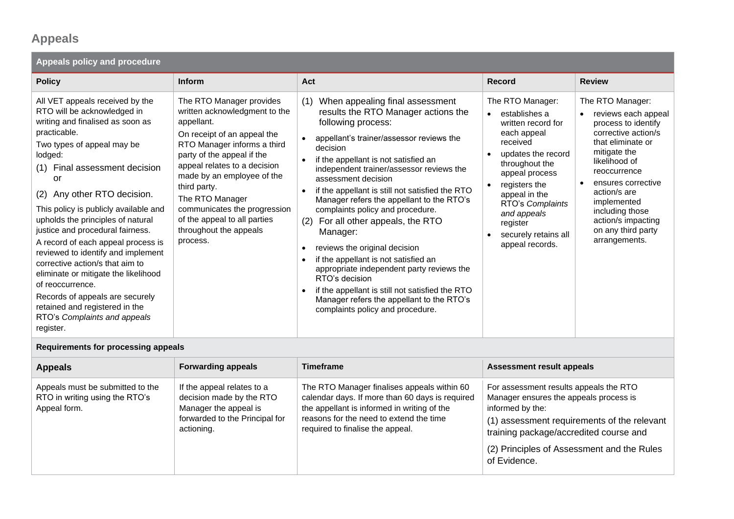## Appeals

| Appeals policy and procedure | | | | |
|---|---|---|---|---|
| **Policy** | **Inform** | **Act** | **Record** | **Review** |
| All VET appeals received by the RTO will be acknowledged in writing and finalised as soon as practicable.<br>Two types of appeal may be lodged:<br>(1) Final assessment decision or<br>(2) Any other RTO decision.<br>This policy is publicly available and upholds the principles of natural justice and procedural fairness.<br>A record of each appeal process is reviewed to identify and implement corrective action/s that aim to eliminate or mitigate the likelihood of reoccurrence.<br>Records of appeals are securely retained and registered in the RTO's *Complaints and appeals* register. | The RTO Manager provides written acknowledgment to the appellant.<br>On receipt of an appeal the RTO Manager informs a third party of the appeal if the appeal relates to a decision made by an employee of the third party.<br>The RTO Manager communicates the progression of the appeal to all parties throughout the appeals process. | (1) When appealing final assessment results the RTO Manager actions the following process:<br>• appellant's trainer/assessor reviews the decision<br>• if the appellant is not satisfied an independent trainer/assessor reviews the assessment decision<br>• if the appellant is still not satisfied the RTO Manager refers the appellant to the RTO's complaints policy and procedure.<br>(2) For all other appeals, the RTO Manager:<br>• reviews the original decision<br>• if the appellant is not satisfied an appropriate independent party reviews the RTO's decision<br>• if the appellant is still not satisfied the RTO Manager refers the appellant to the RTO's complaints policy and procedure. | The RTO Manager:<br>• establishes a written record for each appeal received<br>• updates the record throughout the appeal process<br>• registers the appeal in the RTO's *Complaints and appeals* register<br>• securely retains all appeal records. | The RTO Manager:<br>• reviews each appeal process to identify corrective action/s that eliminate or mitigate the likelihood of reoccurrence<br>• ensures corrective action/s are implemented including those action/s impacting on any third party arrangements. |
| **Requirements for processing appeals** | | | | |
| **Appeals** | **Forwarding appeals** | **Timeframe** | **Assessment result appeals** | |
| Appeals must be submitted to the RTO in writing using the RTO's Appeal form. | If the appeal relates to a decision made by the RTO Manager the appeal is forwarded to the Principal for actioning. | The RTO Manager finalises appeals within 60 calendar days. If more than 60 days is required the appellant is informed in writing of the reasons for the need to extend the time required to finalise the appeal. | For assessment results appeals the RTO Manager ensures the appeals process is informed by the:<br>(1) assessment requirements of the relevant training package/accredited course and<br>(2) Principles of Assessment and the Rules of Evidence. | |